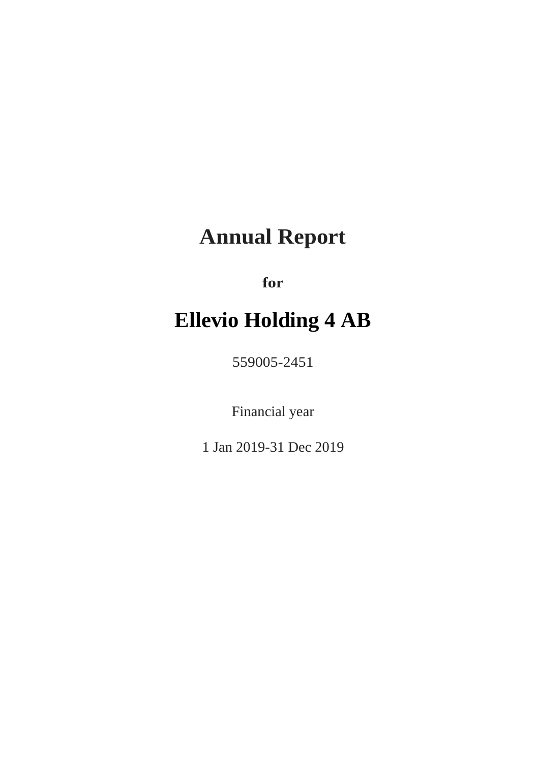# Annual Report

**for**

# Ellevio Holding 4 AB

559005-2451

Financial year

1 Jan 2019-31 Dec 2019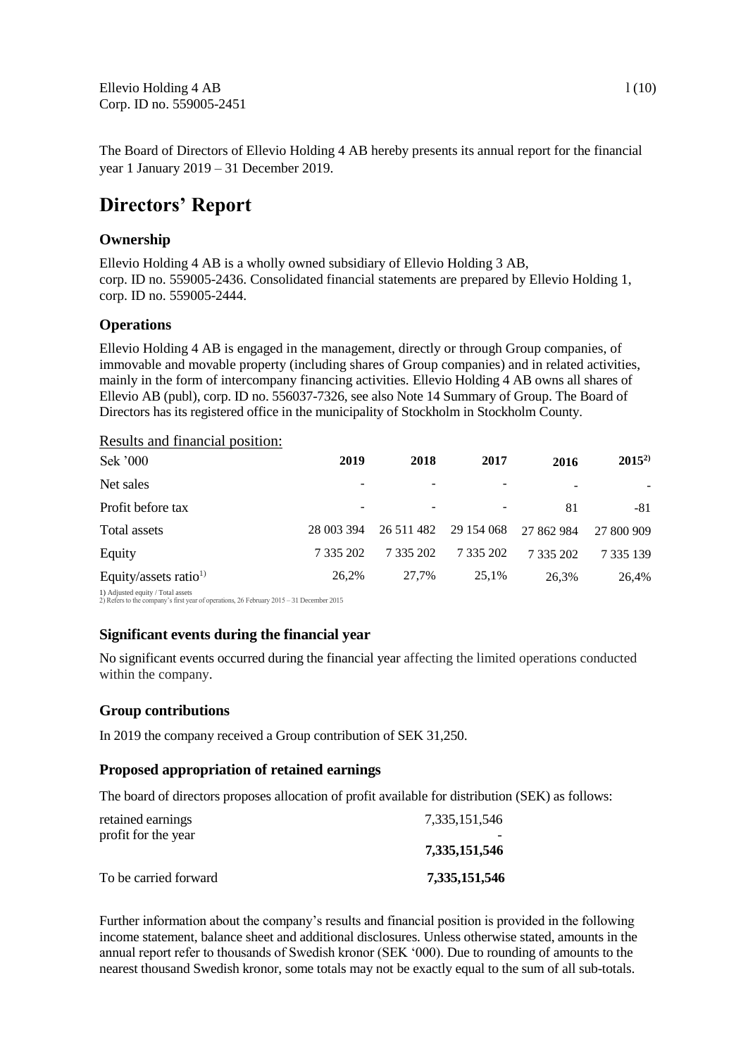Ellevio Holding 4 AB
Corp. ID no. 559005-2451

The Board of Directors of Ellevio Holding 4 AB hereby presents its annual report for the financial year 1 January 2019 – 31 December 2019.

# Directors' Report

## Ownership

Ellevio Holding 4 AB is a wholly owned subsidiary of Ellevio Holding 3 AB, corp. ID no. 559005-2436. Consolidated financial statements are prepared by Ellevio Holding 1, corp. ID no. 559005-2444.

## Operations

Ellevio Holding 4 AB is engaged in the management, directly or through Group companies, of immovable and movable property (including shares of Group companies) and in related activities, mainly in the form of intercompany financing activities. Ellevio Holding 4 AB owns all shares of Ellevio AB (publ), corp. ID no. 556037-7326, see also Note 14 Summary of Group. The Board of Directors has its registered office in the municipality of Stockholm in Stockholm County.

Results and financial position:

| Sek '000 | 2019 | 2018 | 2017 | 2016 | 2015[2] |
|---|---|---|---|---|---|
| Net sales | - | - | - | - | - |
| Profit before tax | - | - | - | 81 | -81 |
| Total assets | 28 003 394 | 26 511 482 | 29 154 068 | 27 862 984 | 27 800 909 |
| Equity | 7 335 202 | 7 335 202 | 7 335 202 | 7 335 202 | 7 335 139 |
| Equity/assets ratio[1] | 26,2% | 27,7% | 25,1% | 26,3% | 26,4% |

1) Adjusted equity / Total assets
2) Refers to the company's first year of operations, 26 February 2015 – 31 December 2015

## Significant events during the financial year

No significant events occurred during the financial year affecting the limited operations conducted within the company.

## Group contributions

In 2019 the company received a Group contribution of SEK 31,250.

## Proposed appropriation of retained earnings

The board of directors proposes allocation of profit available for distribution (SEK) as follows:

| | |
|---|---|
| retained earnings | 7,335,151,546 |
| profit for the year | - |
| | **7,335,151,546** |
| To be carried forward | **7,335,151,546** |

Further information about the company's results and financial position is provided in the following income statement, balance sheet and additional disclosures. Unless otherwise stated, amounts in the annual report refer to thousands of Swedish kronor (SEK '000). Due to rounding of amounts to the nearest thousand Swedish kronor, some totals may not be exactly equal to the sum of all sub-totals.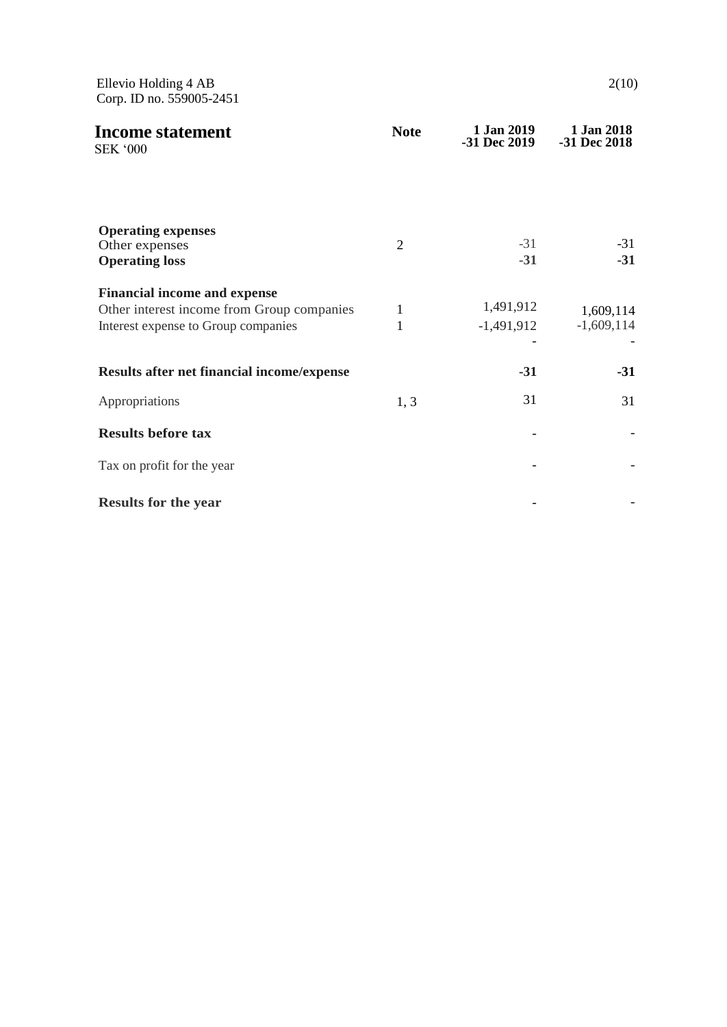Ellevio Holding 4 AB
Corp. ID no. 559005-2451

## Income statement

SEK '000

| | Note | 1 Jan 2019 -31 Dec 2019 | 1 Jan 2018 -31 Dec 2018 |
|---|---|---|---|
| **Operating expenses** | | | |
| Other expenses | 2 | -31 | -31 |
| **Operating loss** | | **-31** | **-31** |
| | | | |
| **Financial income and expense** | | | |
| Other interest income from Group companies | 1 | 1,491,912 | 1,609,114 |
| Interest expense to Group companies | 1 | -1,491,912 | -1,609,114 |
| | | - | - |
| | | | |
| **Results after net financial income/expense** | | **-31** | **-31** |
| | | | |
| Appropriations | 1, 3 | 31 | 31 |
| | | | |
| **Results before tax** | | - | - |
| | | | |
| Tax on profit for the year | | - | - |
| | | | |
| **Results for the year** | | - | - |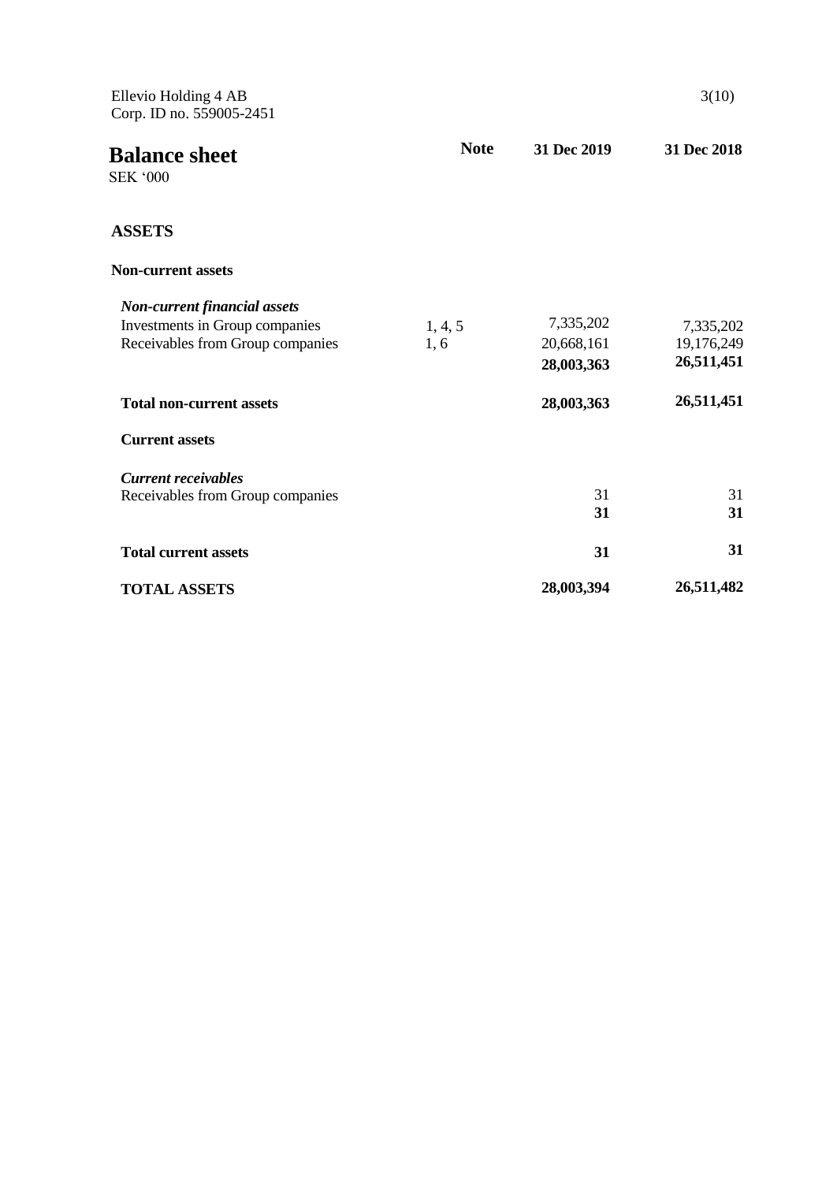Ellevio Holding 4 AB
Corp. ID no. 559005-2451

# Balance sheet

SEK '000

| | Note | 31 Dec 2019 | 31 Dec 2018 |
|---|---|---|---|
| **ASSETS** | | | |
| **Non-current assets** | | | |
| ***Non-current financial assets*** | | | |
| Investments in Group companies | 1, 4, 5 | 7,335,202 | 7,335,202 |
| Receivables from Group companies | 1, 6 | 20,668,161 | 19,176,249 |
| | | **28,003,363** | **26,511,451** |
| **Total non-current assets** | | **28,003,363** | **26,511,451** |
| **Current assets** | | | |
| ***Current receivables*** | | | |
| Receivables from Group companies | | 31 | 31 |
| | | **31** | **31** |
| **Total current assets** | | **31** | **31** |
| **TOTAL ASSETS** | | **28,003,394** | **26,511,482** |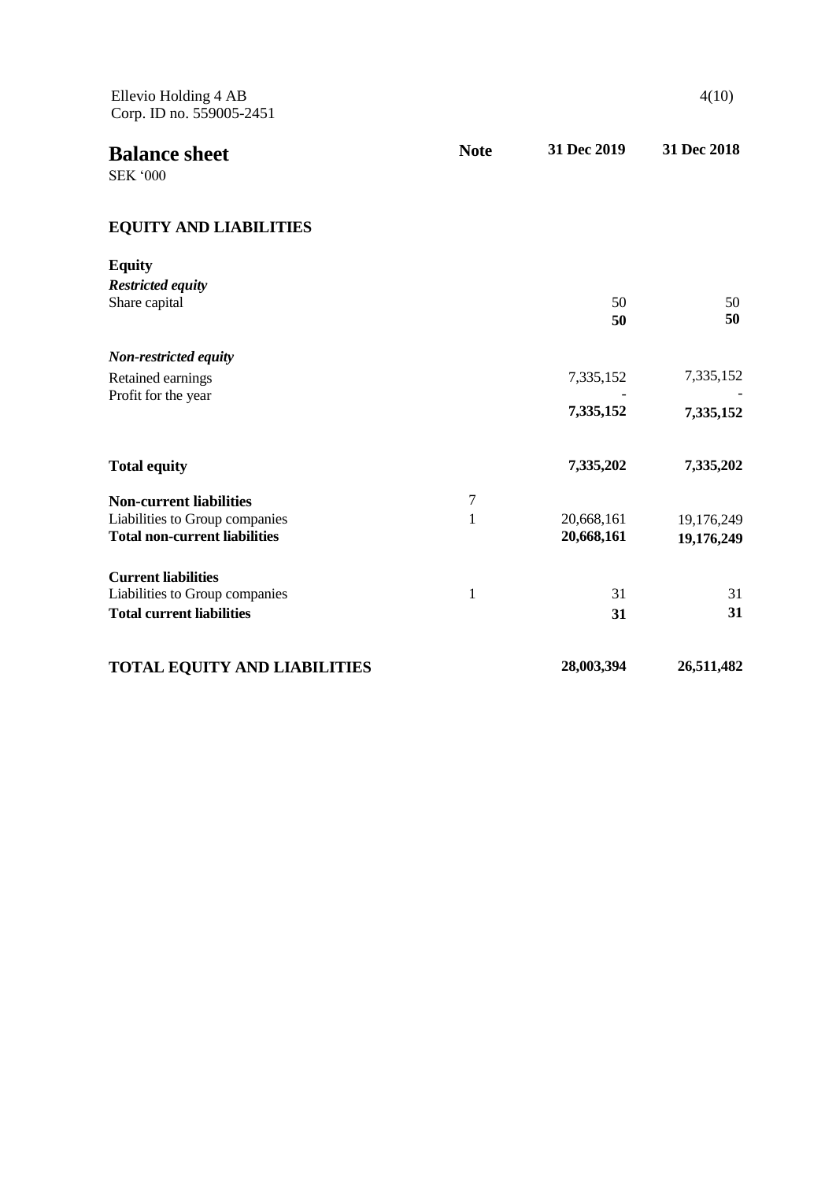Ellevio Holding 4 AB
Corp. ID no. 559005-2451

# Balance sheet

SEK '000

| | Note | 31 Dec 2019 | 31 Dec 2018 |
|---|---|---|---|
| **EQUITY AND LIABILITIES** | | | |
| **Equity** | | | |
| ***Restricted equity*** | | | |
| Share capital | | 50 | 50 |
| | | **50** | **50** |
| ***Non-restricted equity*** | | | |
| Retained earnings | | 7,335,152 | 7,335,152 |
| Profit for the year | | - | - |
| | | **7,335,152** | **7,335,152** |
| **Total equity** | | **7,335,202** | **7,335,202** |
| **Non-current liabilities** | 7 | | |
| Liabilities to Group companies | 1 | 20,668,161 | 19,176,249 |
| **Total non-current liabilities** | | **20,668,161** | **19,176,249** |
| **Current liabilities** | | | |
| Liabilities to Group companies | 1 | 31 | 31 |
| **Total current liabilities** | | **31** | **31** |
| **TOTAL EQUITY AND LIABILITIES** | | **28,003,394** | **26,511,482** |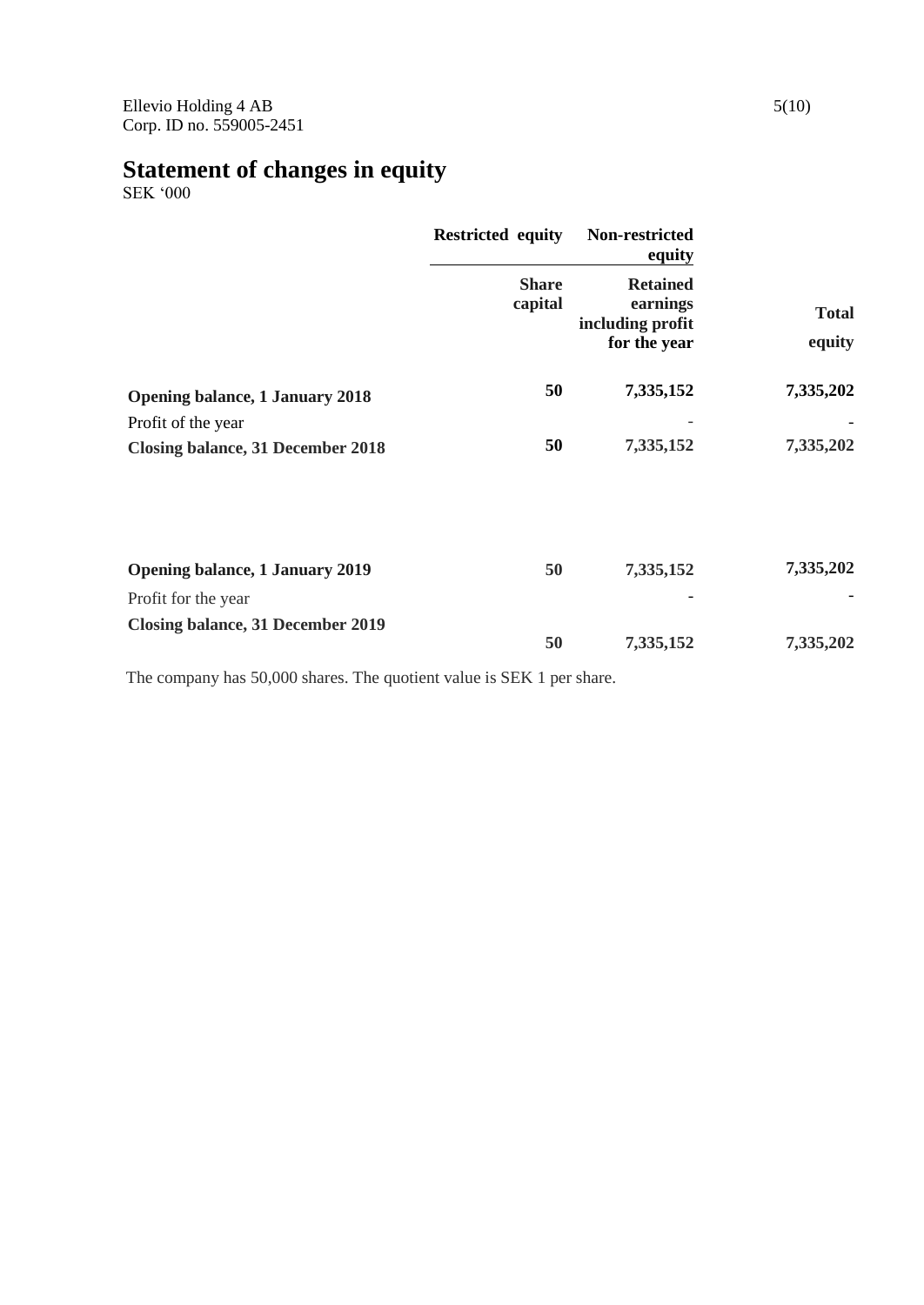Ellevio Holding 4 AB
Corp. ID no. 559005-2451

# Statement of changes in equity

SEK '000

| | Restricted equity | Non-restricted equity | |
|---|---|---|---|
| | Share capital | Retained earnings including profit for the year | Total equity |
| **Opening balance, 1 January 2018** | **50** | **7,335,152** | **7,335,202** |
| Profit of the year | | - | - |
| **Closing balance, 31 December 2018** | **50** | **7,335,152** | **7,335,202** |
| | | | |
| **Opening balance, 1 January 2019** | **50** | **7,335,152** | **7,335,202** |
| Profit for the year | | - | - |
| **Closing balance, 31 December 2019** | **50** | **7,335,152** | **7,335,202** |

The company has 50,000 shares. The quotient value is SEK 1 per share.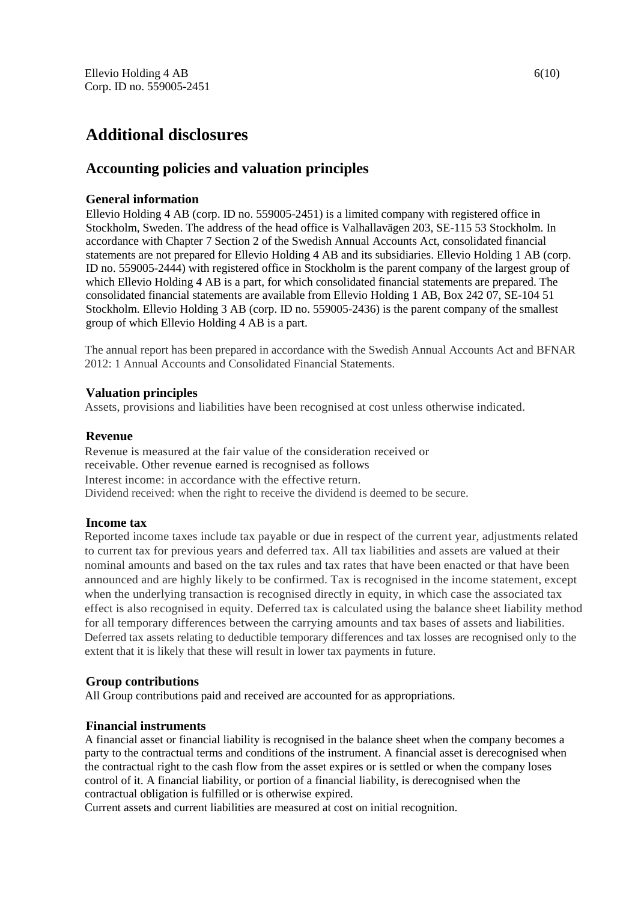# Additional disclosures

## Accounting policies and valuation principles

### General information

Ellevio Holding 4 AB (corp. ID no. 559005-2451) is a limited company with registered office in Stockholm, Sweden. The address of the head office is Valhallavägen 203, SE-115 53 Stockholm. In accordance with Chapter 7 Section 2 of the Swedish Annual Accounts Act, consolidated financial statements are not prepared for Ellevio Holding 4 AB and its subsidiaries. Ellevio Holding 1 AB (corp. ID no. 559005-2444) with registered office in Stockholm is the parent company of the largest group of which Ellevio Holding 4 AB is a part, for which consolidated financial statements are prepared. The consolidated financial statements are available from Ellevio Holding 1 AB, Box 242 07, SE-104 51 Stockholm. Ellevio Holding 3 AB (corp. ID no. 559005-2436) is the parent company of the smallest group of which Ellevio Holding 4 AB is a part.

The annual report has been prepared in accordance with the Swedish Annual Accounts Act and BFNAR 2012: 1 Annual Accounts and Consolidated Financial Statements.

### Valuation principles

Assets, provisions and liabilities have been recognised at cost unless otherwise indicated.

### Revenue

Revenue is measured at the fair value of the consideration received or receivable. Other revenue earned is recognised as follows
Interest income: in accordance with the effective return.
Dividend received: when the right to receive the dividend is deemed to be secure.

### Income tax

Reported income taxes include tax payable or due in respect of the current year, adjustments related to current tax for previous years and deferred tax. All tax liabilities and assets are valued at their nominal amounts and based on the tax rules and tax rates that have been enacted or that have been announced and are highly likely to be confirmed. Tax is recognised in the income statement, except when the underlying transaction is recognised directly in equity, in which case the associated tax effect is also recognised in equity. Deferred tax is calculated using the balance sheet liability method for all temporary differences between the carrying amounts and tax bases of assets and liabilities. Deferred tax assets relating to deductible temporary differences and tax losses are recognised only to the extent that it is likely that these will result in lower tax payments in future.

### Group contributions

All Group contributions paid and received are accounted for as appropriations.

### Financial instruments

A financial asset or financial liability is recognised in the balance sheet when the company becomes a party to the contractual terms and conditions of the instrument. A financial asset is derecognised when the contractual right to the cash flow from the asset expires or is settled or when the company loses control of it. A financial liability, or portion of a financial liability, is derecognised when the contractual obligation is fulfilled or is otherwise expired.
Current assets and current liabilities are measured at cost on initial recognition.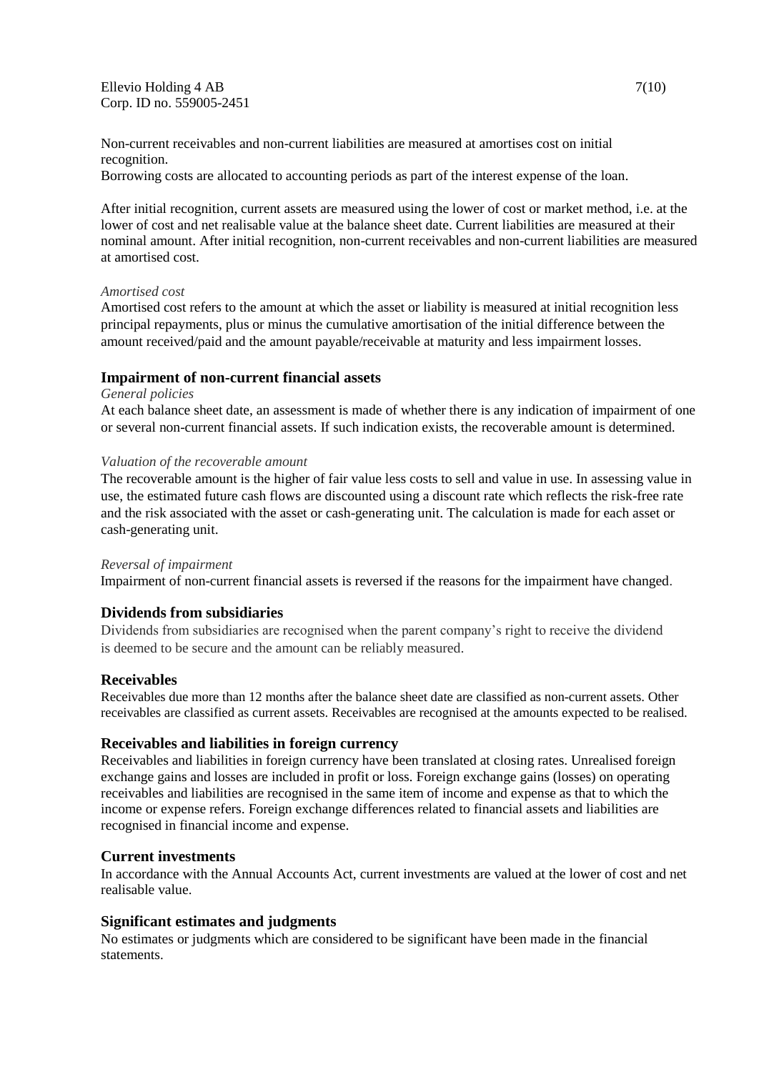Non-current receivables and non-current liabilities are measured at amortises cost on initial recognition.
Borrowing costs are allocated to accounting periods as part of the interest expense of the loan.

After initial recognition, current assets are measured using the lower of cost or market method, i.e. at the lower of cost and net realisable value at the balance sheet date. Current liabilities are measured at their nominal amount. After initial recognition, non-current receivables and non-current liabilities are measured at amortised cost.

*Amortised cost*

Amortised cost refers to the amount at which the asset or liability is measured at initial recognition less principal repayments, plus or minus the cumulative amortisation of the initial difference between the amount received/paid and the amount payable/receivable at maturity and less impairment losses.

## Impairment of non-current financial assets

*General policies*

At each balance sheet date, an assessment is made of whether there is any indication of impairment of one or several non-current financial assets. If such indication exists, the recoverable amount is determined.

*Valuation of the recoverable amount*

The recoverable amount is the higher of fair value less costs to sell and value in use. In assessing value in use, the estimated future cash flows are discounted using a discount rate which reflects the risk-free rate and the risk associated with the asset or cash-generating unit. The calculation is made for each asset or cash-generating unit.

*Reversal of impairment*

Impairment of non-current financial assets is reversed if the reasons for the impairment have changed.

## Dividends from subsidiaries

Dividends from subsidiaries are recognised when the parent company's right to receive the dividend is deemed to be secure and the amount can be reliably measured.

## Receivables

Receivables due more than 12 months after the balance sheet date are classified as non-current assets. Other receivables are classified as current assets. Receivables are recognised at the amounts expected to be realised.

## Receivables and liabilities in foreign currency

Receivables and liabilities in foreign currency have been translated at closing rates. Unrealised foreign exchange gains and losses are included in profit or loss. Foreign exchange gains (losses) on operating receivables and liabilities are recognised in the same item of income and expense as that to which the income or expense refers. Foreign exchange differences related to financial assets and liabilities are recognised in financial income and expense.

## Current investments

In accordance with the Annual Accounts Act, current investments are valued at the lower of cost and net realisable value.

## Significant estimates and judgments

No estimates or judgments which are considered to be significant have been made in the financial statements.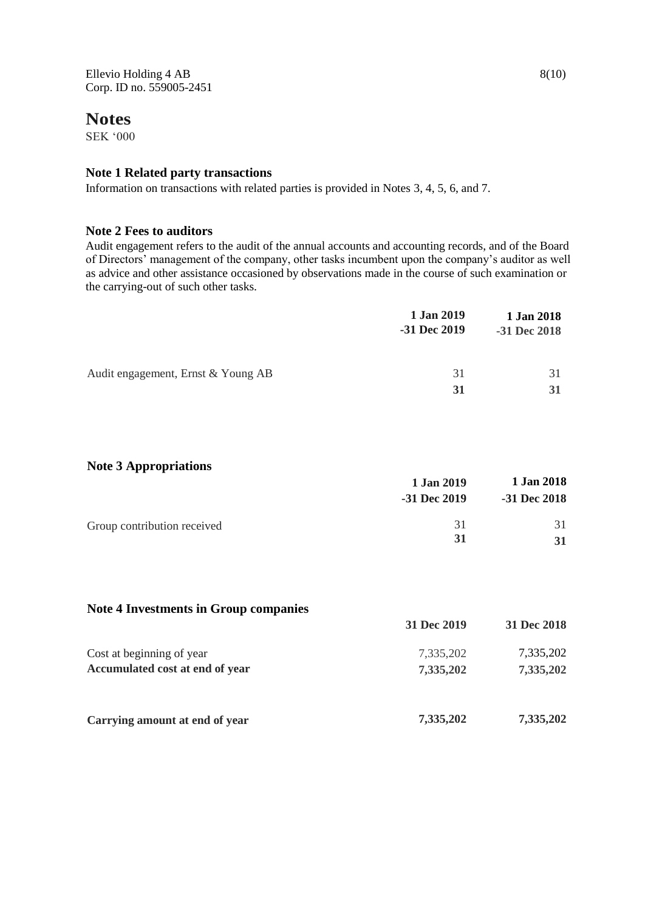Ellevio Holding 4 AB
Corp. ID no. 559005-2451

# Notes

SEK '000

### Note 1 Related party transactions

Information on transactions with related parties is provided in Notes 3, 4, 5, 6, and 7.

### Note 2 Fees to auditors

Audit engagement refers to the audit of the annual accounts and accounting records, and of the Board of Directors' management of the company, other tasks incumbent upon the company's auditor as well as advice and other assistance occasioned by observations made in the course of such examination or the carrying-out of such other tasks.

| | **1 Jan 2019 -31 Dec 2019** | **1 Jan 2018 -31 Dec 2018** |
|---|---|---|
| Audit engagement, Ernst & Young AB | 31 | 31 |
| | **31** | **31** |

### Note 3 Appropriations

| | **1 Jan 2019 -31 Dec 2019** | **1 Jan 2018 -31 Dec 2018** |
|---|---|---|
| Group contribution received | 31 | 31 |
| | **31** | **31** |

### Note 4 Investments in Group companies

| | **31 Dec 2019** | **31 Dec 2018** |
|---|---|---|
| Cost at beginning of year | 7,335,202 | 7,335,202 |
| **Accumulated cost at end of year** | **7,335,202** | **7,335,202** |
| | | |
| **Carrying amount at end of year** | **7,335,202** | **7,335,202** |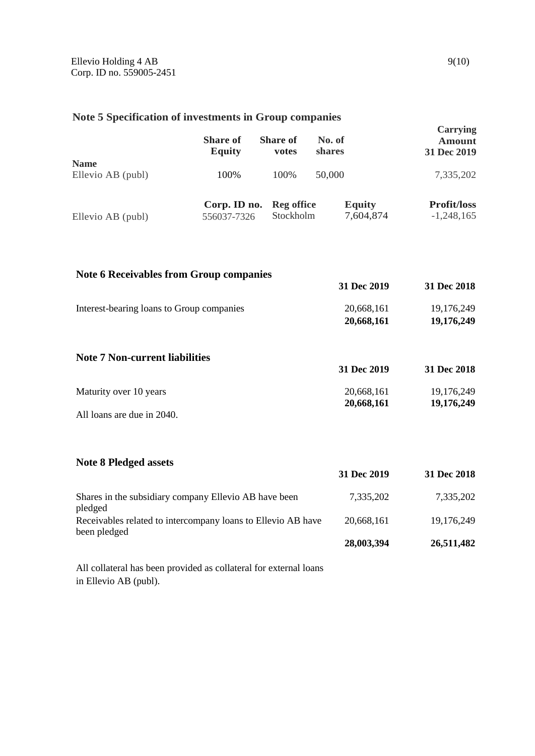## Note 5 Specification of investments in Group companies

| Name | Share of Equity | Share of votes | No. of shares | Carrying Amount 31 Dec 2019 |
|---|---|---|---|---|
| Ellevio AB (publ) | 100% | 100% | 50,000 | 7,335,202 |

| | Corp. ID no. | Reg office | Equity | Profit/loss |
|---|---|---|---|---|
| Ellevio AB (publ) | 556037-7326 | Stockholm | 7,604,874 | -1,248,165 |

## Note 6 Receivables from Group companies

| | 31 Dec 2019 | 31 Dec 2018 |
|---|---|---|
| Interest-bearing loans to Group companies | 20,668,161 | 19,176,249 |
| | **20,668,161** | **19,176,249** |

## Note 7 Non-current liabilities

| | 31 Dec 2019 | 31 Dec 2018 |
|---|---|---|
| Maturity over 10 years | 20,668,161 | 19,176,249 |
| | **20,668,161** | **19,176,249** |

All loans are due in 2040.

## Note 8 Pledged assets

| | 31 Dec 2019 | 31 Dec 2018 |
|---|---|---|
| Shares in the subsidiary company Ellevio AB have been pledged | 7,335,202 | 7,335,202 |
| Receivables related to intercompany loans to Ellevio AB have been pledged | 20,668,161 | 19,176,249 |
| | **28,003,394** | **26,511,482** |

All collateral has been provided as collateral for external loans in Ellevio AB (publ).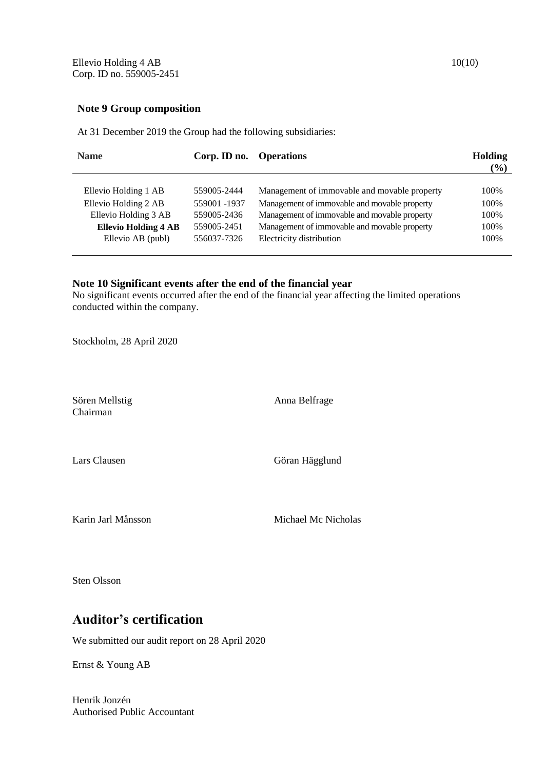### Note 9 Group composition

At 31 December 2019 the Group had the following subsidiaries:

| Name | Corp. ID no. | Operations | Holding (%) |
|---|---|---|---|
| Ellevio Holding 1 AB | 559005-2444 | Management of immovable and movable property | 100% |
| Ellevio Holding 2 AB | 559001 -1937 | Management of immovable and movable property | 100% |
| Ellevio Holding 3 AB | 559005-2436 | Management of immovable and movable property | 100% |
| **Ellevio Holding 4 AB** | 559005-2451 | Management of immovable and movable property | 100% |
| Ellevio AB (publ) | 556037-7326 | Electricity distribution | 100% |

### Note 10 Significant events after the end of the financial year

No significant events occurred after the end of the financial year affecting the limited operations conducted within the company.

Stockholm, 28 April 2020

Sören Mellstig
Chairman

Anna Belfrage

Lars Clausen

Göran Hägglund

Karin Jarl Månsson

Michael Mc Nicholas

Sten Olsson

## Auditor's certification

We submitted our audit report on 28 April 2020

Ernst & Young AB

Henrik Jonzén
Authorised Public Accountant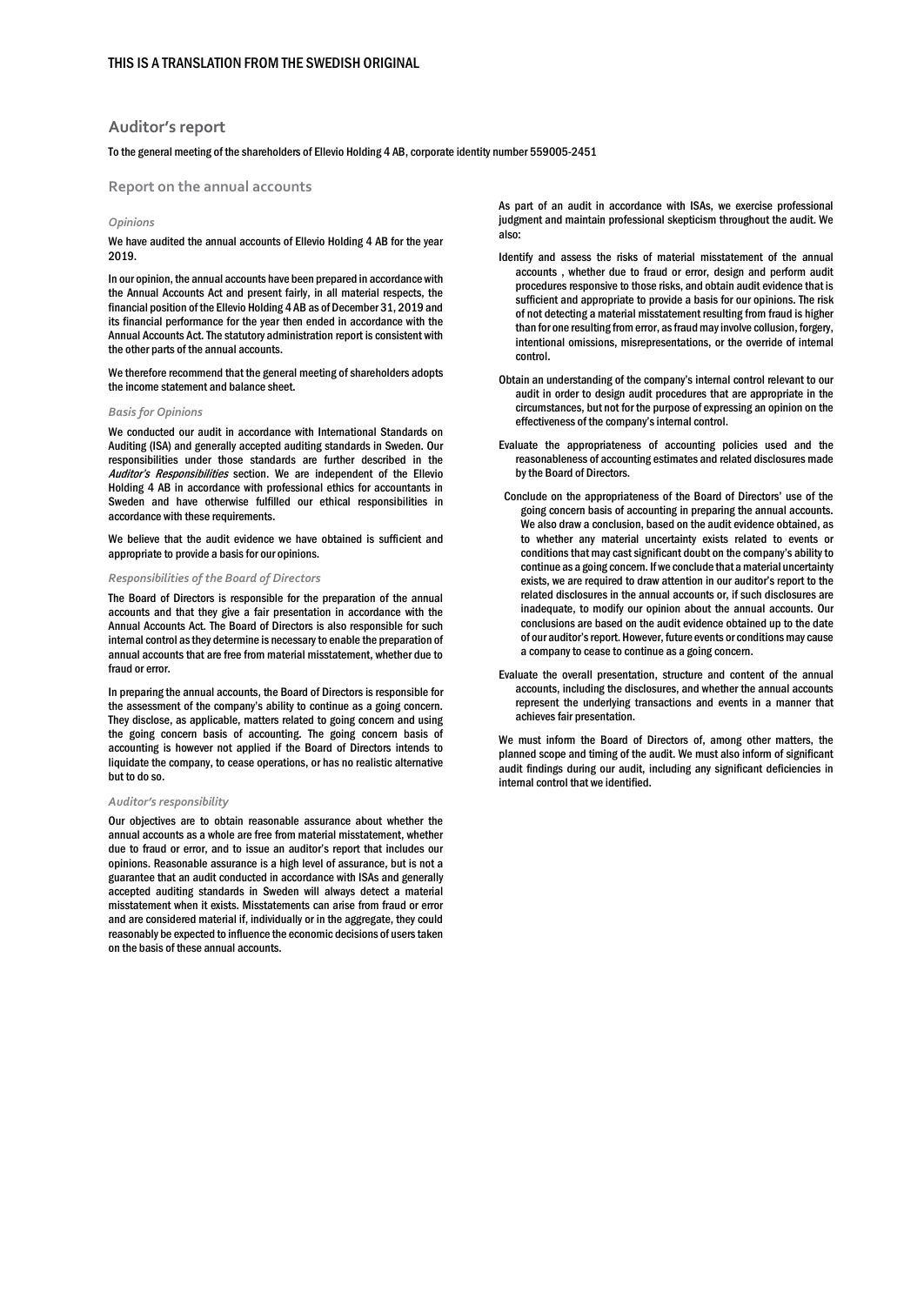THIS IS A TRANSLATION FROM THE SWEDISH ORIGINAL

# Auditor's report

To the general meeting of the shareholders of Ellevio Holding 4 AB, corporate identity number 559005-2451

## Report on the annual accounts

### *Opinions*

We have audited the annual accounts of Ellevio Holding 4 AB for the year 2019.

In our opinion, the annual accounts have been prepared in accordance with the Annual Accounts Act and present fairly, in all material respects, the financial position of the Ellevio Holding 4 AB as of December 31, 2019 and its financial performance for the year then ended in accordance with the Annual Accounts Act. The statutory administration report is consistent with the other parts of the annual accounts.

We therefore recommend that the general meeting of shareholders adopts the income statement and balance sheet.

### *Basis for Opinions*

We conducted our audit in accordance with International Standards on Auditing (ISA) and generally accepted auditing standards in Sweden. Our responsibilities under those standards are further described in the *Auditor's Responsibilities* section. We are independent of the Ellevio Holding 4 AB in accordance with professional ethics for accountants in Sweden and have otherwise fulfilled our ethical responsibilities in accordance with these requirements.

We believe that the audit evidence we have obtained is sufficient and appropriate to provide a basis for our opinions.

### *Responsibilities of the Board of Directors*

The Board of Directors is responsible for the preparation of the annual accounts and that they give a fair presentation in accordance with the Annual Accounts Act. The Board of Directors is also responsible for such internal control as they determine is necessary to enable the preparation of annual accounts that are free from material misstatement, whether due to fraud or error.

In preparing the annual accounts, the Board of Directors is responsible for the assessment of the company's ability to continue as a going concern. They disclose, as applicable, matters related to going concern and using the going concern basis of accounting. The going concern basis of accounting is however not applied if the Board of Directors intends to liquidate the company, to cease operations, or has no realistic alternative but to do so.

### *Auditor's responsibility*

Our objectives are to obtain reasonable assurance about whether the annual accounts as a whole are free from material misstatement, whether due to fraud or error, and to issue an auditor's report that includes our opinions. Reasonable assurance is a high level of assurance, but is not a guarantee that an audit conducted in accordance with ISAs and generally accepted auditing standards in Sweden will always detect a material misstatement when it exists. Misstatements can arise from fraud or error and are considered material if, individually or in the aggregate, they could reasonably be expected to influence the economic decisions of users taken on the basis of these annual accounts.

As part of an audit in accordance with ISAs, we exercise professional judgment and maintain professional skepticism throughout the audit. We also:

Identify and assess the risks of material misstatement of the annual accounts , whether due to fraud or error, design and perform audit procedures responsive to those risks, and obtain audit evidence that is sufficient and appropriate to provide a basis for our opinions. The risk of not detecting a material misstatement resulting from fraud is higher than for one resulting from error, as fraud may involve collusion, forgery, intentional omissions, misrepresentations, or the override of internal control.

Obtain an understanding of the company's internal control relevant to our audit in order to design audit procedures that are appropriate in the circumstances, but not for the purpose of expressing an opinion on the effectiveness of the company's internal control.

Evaluate the appropriateness of accounting policies used and the reasonableness of accounting estimates and related disclosures made by the Board of Directors.

Conclude on the appropriateness of the Board of Directors' use of the going concern basis of accounting in preparing the annual accounts. We also draw a conclusion, based on the audit evidence obtained, as to whether any material uncertainty exists related to events or conditions that may cast significant doubt on the company's ability to continue as a going concern. If we conclude that a material uncertainty exists, we are required to draw attention in our auditor's report to the related disclosures in the annual accounts or, if such disclosures are inadequate, to modify our opinion about the annual accounts. Our conclusions are based on the audit evidence obtained up to the date of our auditor's report. However, future events or conditions may cause a company to cease to continue as a going concern.

Evaluate the overall presentation, structure and content of the annual accounts, including the disclosures, and whether the annual accounts represent the underlying transactions and events in a manner that achieves fair presentation.

We must inform the Board of Directors of, among other matters, the planned scope and timing of the audit. We must also inform of significant audit findings during our audit, including any significant deficiencies in internal control that we identified.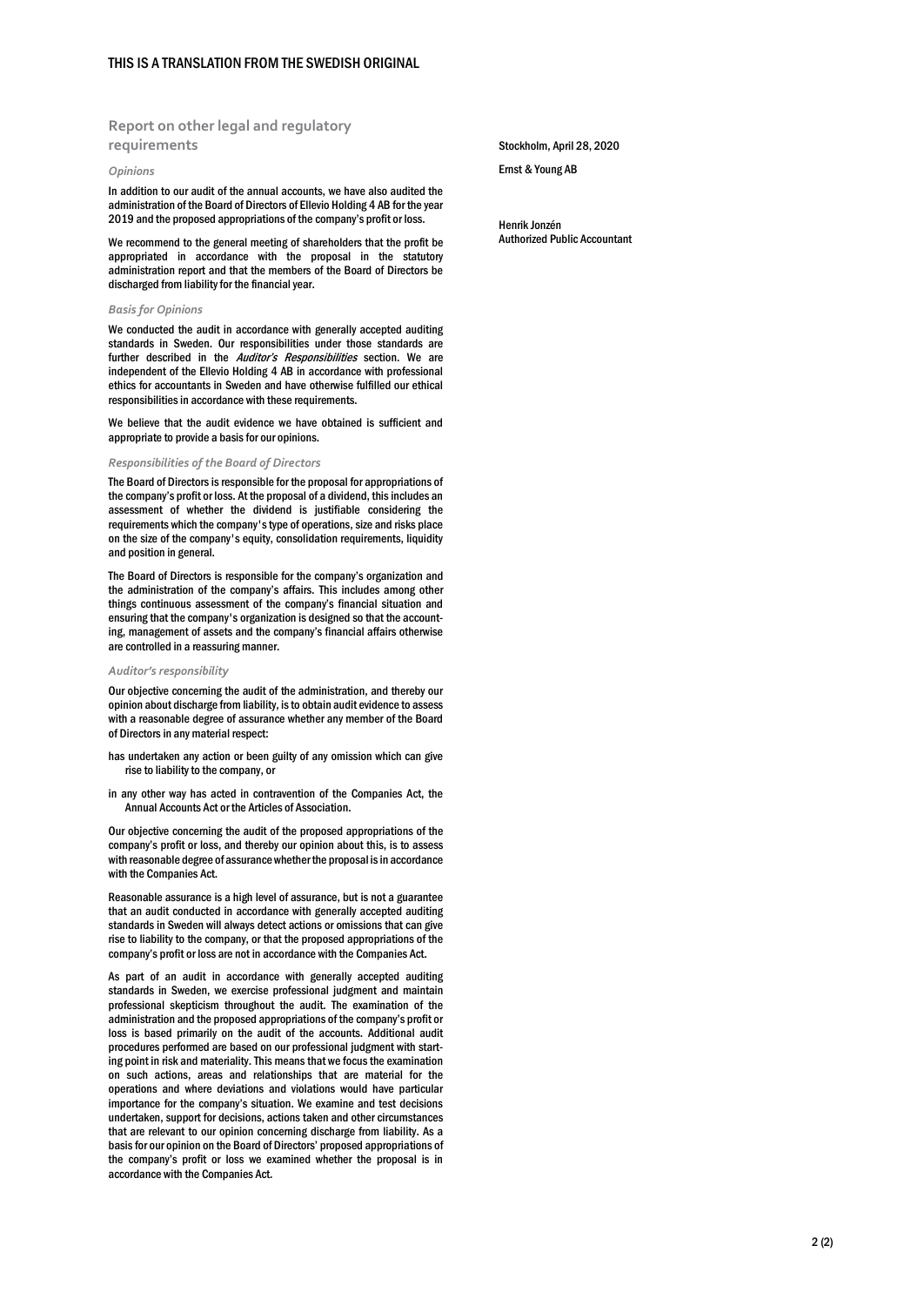THIS IS A TRANSLATION FROM THE SWEDISH ORIGINAL

## Report on other legal and regulatory requirements

### *Opinions*

In addition to our audit of the annual accounts, we have also audited the administration of the Board of Directors of Ellevio Holding 4 AB for the year 2019 and the proposed appropriations of the company's profit or loss.

We recommend to the general meeting of shareholders that the profit be appropriated in accordance with the proposal in the statutory administration report and that the members of the Board of Directors be discharged from liability for the financial year.

### *Basis for Opinions*

We conducted the audit in accordance with generally accepted auditing standards in Sweden. Our responsibilities under those standards are further described in the *Auditor's Responsibilities* section. We are independent of the Ellevio Holding 4 AB in accordance with professional ethics for accountants in Sweden and have otherwise fulfilled our ethical responsibilities in accordance with these requirements.

We believe that the audit evidence we have obtained is sufficient and appropriate to provide a basis for our opinions.

### *Responsibilities of the Board of Directors*

The Board of Directors is responsible for the proposal for appropriations of the company's profit or loss. At the proposal of a dividend, this includes an assessment of whether the dividend is justifiable considering the requirements which the company's type of operations, size and risks place on the size of the company's equity, consolidation requirements, liquidity and position in general.

The Board of Directors is responsible for the company's organization and the administration of the company's affairs. This includes among other things continuous assessment of the company's financial situation and ensuring that the company's organization is designed so that the accounting, management of assets and the company's financial affairs otherwise are controlled in a reassuring manner.

### *Auditor's responsibility*

Our objective concerning the audit of the administration, and thereby our opinion about discharge from liability, is to obtain audit evidence to assess with a reasonable degree of assurance whether any member of the Board of Directors in any material respect:

- has undertaken any action or been guilty of any omission which can give rise to liability to the company, or
- in any other way has acted in contravention of the Companies Act, the Annual Accounts Act or the Articles of Association.

Our objective concerning the audit of the proposed appropriations of the company's profit or loss, and thereby our opinion about this, is to assess with reasonable degree of assurance whether the proposal is in accordance with the Companies Act.

Reasonable assurance is a high level of assurance, but is not a guarantee that an audit conducted in accordance with generally accepted auditing standards in Sweden will always detect actions or omissions that can give rise to liability to the company, or that the proposed appropriations of the company's profit or loss are not in accordance with the Companies Act.

As part of an audit in accordance with generally accepted auditing standards in Sweden, we exercise professional judgment and maintain professional skepticism throughout the audit. The examination of the administration and the proposed appropriations of the company's profit or loss is based primarily on the audit of the accounts. Additional audit procedures performed are based on our professional judgment with starting point in risk and materiality. This means that we focus the examination on such actions, areas and relationships that are material for the operations and where deviations and violations would have particular importance for the company's situation. We examine and test decisions undertaken, support for decisions, actions taken and other circumstances that are relevant to our opinion concerning discharge from liability. As a basis for our opinion on the Board of Directors' proposed appropriations of the company's profit or loss we examined whether the proposal is in accordance with the Companies Act.

Stockholm, April 28, 2020

Ernst & Young AB

Henrik Jonzén
Authorized Public Accountant